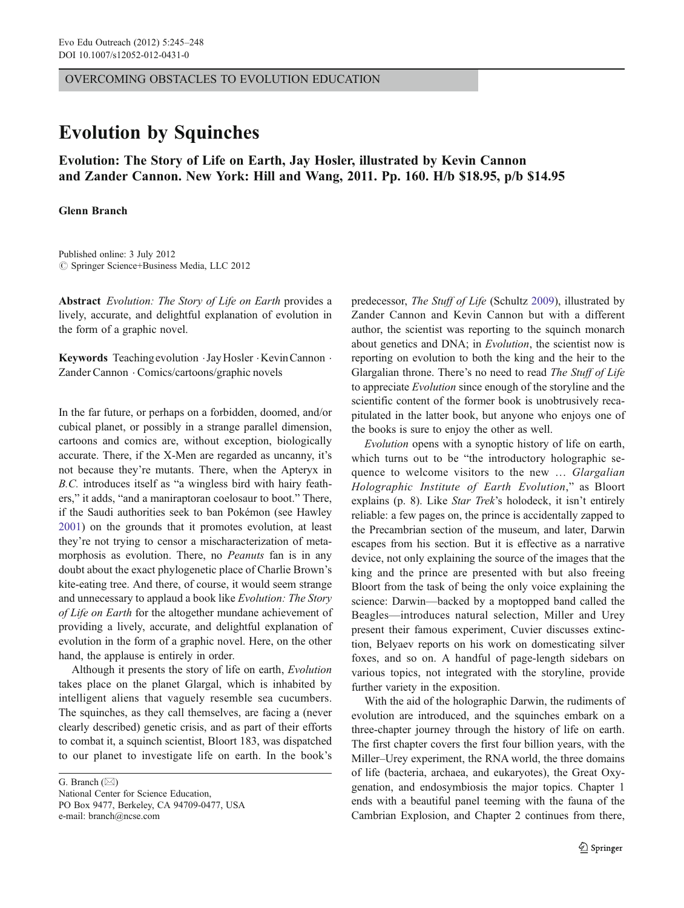OVERCOMING OBSTACLES TO EVOLUTION EDUCATION

# Evolution by Squinches

**Evolution: The Story of Life on Earth, Jay Hosler, illustrated by Kevin Cannon and Zander Cannon. New York: Hill and Wang, 2011. Pp. 160. H/b $18.95, p/b $14.95**

**Glenn Branch**

Published online: 3 July 2012
© Springer Science+Business Media, LLC 2012

**Abstract** *Evolution: The Story of Life on Earth* provides a lively, accurate, and delightful explanation of evolution in the form of a graphic novel.

**Keywords** Teaching evolution · Jay Hosler · Kevin Cannon · Zander Cannon · Comics/cartoons/graphic novels

In the far future, or perhaps on a forbidden, doomed, and/or cubical planet, or possibly in a strange parallel dimension, cartoons and comics are, without exception, biologically accurate. There, if the X-Men are regarded as uncanny, it's not because they're mutants. There, when the Apteryx in *B.C.* introduces itself as "a wingless bird with hairy feathers," it adds, "and a maniraptoran coelosaur to boot." There, if the Saudi authorities seek to ban Pokémon (see Hawley 2001) on the grounds that it promotes evolution, at least they're not trying to censor a mischaracterization of metamorphosis as evolution. There, no *Peanuts* fan is in any doubt about the exact phylogenetic place of Charlie Brown's kite-eating tree. And there, of course, it would seem strange and unnecessary to applaud a book like *Evolution: The Story of Life on Earth* for the altogether mundane achievement of providing a lively, accurate, and delightful explanation of evolution in the form of a graphic novel. Here, on the other hand, the applause is entirely in order.

Although it presents the story of life on earth, *Evolution* takes place on the planet Glargal, which is inhabited by intelligent aliens that vaguely resemble sea cucumbers. The squinches, as they call themselves, are facing a (never clearly described) genetic crisis, and as part of their efforts to combat it, a squinch scientist, Bloort 183, was dispatched to our planet to investigate life on earth. In the book's predecessor, *The Stuff of Life* (Schultz 2009), illustrated by Zander Cannon and Kevin Cannon but with a different author, the scientist was reporting to the squinch monarch about genetics and DNA; in *Evolution*, the scientist now is reporting on evolution to both the king and the heir to the Glargalian throne. There's no need to read *The Stuff of Life* to appreciate *Evolution* since enough of the storyline and the scientific content of the former book is unobtrusively recapitulated in the latter book, but anyone who enjoys one of the books is sure to enjoy the other as well.

*Evolution* opens with a synoptic history of life on earth, which turns out to be "the introductory holographic sequence to welcome visitors to the new … *Glargalian Holographic Institute of Earth Evolution*," as Bloort explains (p. 8). Like *Star Trek*'s holodeck, it isn't entirely reliable: a few pages on, the prince is accidentally zapped to the Precambrian section of the museum, and later, Darwin escapes from his section. But it is effective as a narrative device, not only explaining the source of the images that the king and the prince are presented with but also freeing Bloort from the task of being the only voice explaining the science: Darwin—backed by a moptopped band called the Beagles—introduces natural selection, Miller and Urey present their famous experiment, Cuvier discusses extinction, Belyaev reports on his work on domesticating silver foxes, and so on. A handful of page-length sidebars on various topics, not integrated with the storyline, provide further variety in the exposition.

With the aid of the holographic Darwin, the rudiments of evolution are introduced, and the squinches embark on a three-chapter journey through the history of life on earth. The first chapter covers the first four billion years, with the Miller–Urey experiment, the RNA world, the three domains of life (bacteria, archaea, and eukaryotes), the Great Oxygenation, and endosymbiosis the major topics. Chapter 1 ends with a beautiful panel teeming with the fauna of the Cambrian Explosion, and Chapter 2 continues from there,

G. Branch (✉)
National Center for Science Education,
PO Box 9477, Berkeley, CA 94709-0477, USA
e-mail: branch@ncse.com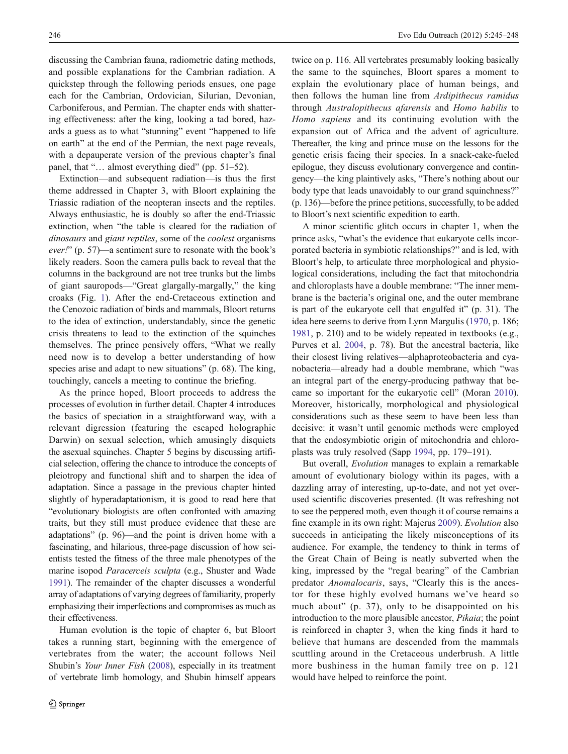discussing the Cambrian fauna, radiometric dating methods, and possible explanations for the Cambrian radiation. A quickstep through the following periods ensues, one page each for the Cambrian, Ordovician, Silurian, Devonian, Carboniferous, and Permian. The chapter ends with shattering effectiveness: after the king, looking a tad bored, hazards a guess as to what "stunning" event "happened to life on earth" at the end of the Permian, the next page reveals, with a depauperate version of the previous chapter's final panel, that "… almost everything died" (pp. 51–52).

Extinction—and subsequent radiation—is thus the first theme addressed in Chapter 3, with Bloort explaining the Triassic radiation of the neopteran insects and the reptiles. Always enthusiastic, he is doubly so after the end-Triassic extinction, when "the table is cleared for the radiation of *dinosaurs* and *giant reptiles*, some of the *coolest* organisms *ever!*" (p. 57)—a sentiment sure to resonate with the book's likely readers. Soon the camera pulls back to reveal that the columns in the background are not tree trunks but the limbs of giant sauropods—"Great glargally-margally," the king croaks (Fig. 1). After the end-Cretaceous extinction and the Cenozoic radiation of birds and mammals, Bloort returns to the idea of extinction, understandably, since the genetic crisis threatens to lead to the extinction of the squinches themselves. The prince pensively offers, "What we really need now is to develop a better understanding of how species arise and adapt to new situations" (p. 68). The king, touchingly, cancels a meeting to continue the briefing.

As the prince hoped, Bloort proceeds to address the processes of evolution in further detail. Chapter 4 introduces the basics of speciation in a straightforward way, with a relevant digression (featuring the escaped holographic Darwin) on sexual selection, which amusingly disquiets the asexual squinches. Chapter 5 begins by discussing artificial selection, offering the chance to introduce the concepts of pleiotropy and functional shift and to sharpen the idea of adaptation. Since a passage in the previous chapter hinted slightly of hyperadaptationism, it is good to read here that "evolutionary biologists are often confronted with amazing traits, but they still must produce evidence that these are adaptations" (p. 96)—and the point is driven home with a fascinating, and hilarious, three-page discussion of how scientists tested the fitness of the three male phenotypes of the marine isopod *Paracerceis sculpta* (e.g., Shuster and Wade 1991). The remainder of the chapter discusses a wonderful array of adaptations of varying degrees of familiarity, properly emphasizing their imperfections and compromises as much as their effectiveness.

Human evolution is the topic of chapter 6, but Bloort takes a running start, beginning with the emergence of vertebrates from the water; the account follows Neil Shubin's *Your Inner Fish* (2008), especially in its treatment of vertebrate limb homology, and Shubin himself appears twice on p. 116. All vertebrates presumably looking basically the same to the squinches, Bloort spares a moment to explain the evolutionary place of human beings, and then follows the human line from *Ardipithecus ramidus* through *Australopithecus afarensis* and *Homo habilis* to *Homo sapiens* and its continuing evolution with the expansion out of Africa and the advent of agriculture. Thereafter, the king and prince muse on the lessons for the genetic crisis facing their species. In a snack-cake-fueled epilogue, they discuss evolutionary convergence and contingency—the king plaintively asks, "There's nothing about our body type that leads unavoidably to our grand squinchness?" (p. 136)—before the prince petitions, successfully, to be added to Bloort's next scientific expedition to earth.

A minor scientific glitch occurs in chapter 1, when the prince asks, "what's the evidence that eukaryote cells incorporated bacteria in symbiotic relationships?" and is led, with Bloort's help, to articulate three morphological and physiological considerations, including the fact that mitochondria and chloroplasts have a double membrane: "The inner membrane is the bacteria's original one, and the outer membrane is part of the eukaryote cell that engulfed it" (p. 31). The idea here seems to derive from Lynn Margulis (1970, p. 186; 1981, p. 210) and to be widely repeated in textbooks (e.g., Purves et al. 2004, p. 78). But the ancestral bacteria, like their closest living relatives—alphaproteobacteria and cyanobacteria—already had a double membrane, which "was an integral part of the energy-producing pathway that became so important for the eukaryotic cell" (Moran 2010). Moreover, historically, morphological and physiological considerations such as these seem to have been less than decisive: it wasn't until genomic methods were employed that the endosymbiotic origin of mitochondria and chloroplasts was truly resolved (Sapp 1994, pp. 179–191).

But overall, *Evolution* manages to explain a remarkable amount of evolutionary biology within its pages, with a dazzling array of interesting, up-to-date, and not yet overused scientific discoveries presented. (It was refreshing not to see the peppered moth, even though it of course remains a fine example in its own right: Majerus 2009). *Evolution* also succeeds in anticipating the likely misconceptions of its audience. For example, the tendency to think in terms of the Great Chain of Being is neatly subverted when the king, impressed by the "regal bearing" of the Cambrian predator *Anomalocaris*, says, "Clearly this is the ancestor for these highly evolved humans we've heard so much about" (p. 37), only to be disappointed on his introduction to the more plausible ancestor, *Pikaia*; the point is reinforced in chapter 3, when the king finds it hard to believe that humans are descended from the mammals scuttling around in the Cretaceous underbrush. A little more bushiness in the human family tree on p. 121 would have helped to reinforce the point.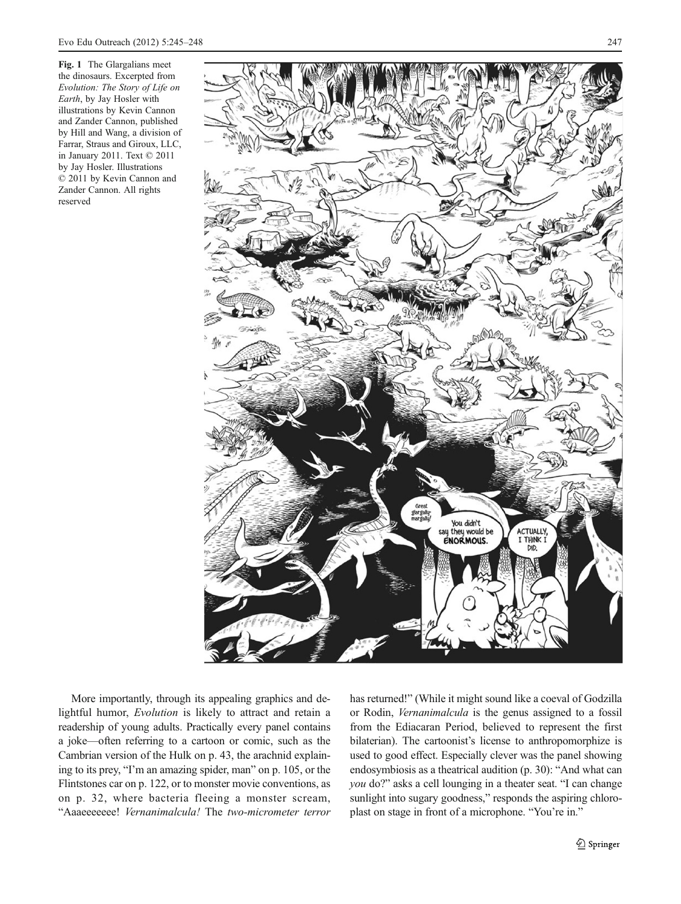**Fig. 1** The Glargalians meet the dinosaurs. Excerpted from *Evolution: The Story of Life on Earth*, by Jay Hosler with illustrations by Kevin Cannon and Zander Cannon, published by Hill and Wang, a division of Farrar, Straus and Giroux, LLC, in January 2011. Text © 2011 by Jay Hosler. Illustrations © 2011 by Kevin Cannon and Zander Cannon. All rights reserved

More importantly, through its appealing graphics and delightful humor, *Evolution* is likely to attract and retain a readership of young adults. Practically every panel contains a joke—often referring to a cartoon or comic, such as the Cambrian version of the Hulk on p. 43, the arachnid explaining to its prey, "I'm an amazing spider, man" on p. 105, or the Flintstones car on p. 122, or to monster movie conventions, as on p. 32, where bacteria fleeing a monster scream, "Aaaeeeeeee! *Vernanimalcula!* The *two-micrometer terror* has returned!" (While it might sound like a coeval of Godzilla or Rodin, *Vernanimalcula* is the genus assigned to a fossil from the Ediacaran Period, believed to represent the first bilaterian). The cartoonist's license to anthropomorphize is used to good effect. Especially clever was the panel showing endosymbiosis as a theatrical audition (p. 30): "And what can *you* do?" asks a cell lounging in a theater seat. "I can change sunlight into sugary goodness," responds the aspiring chloroplast on stage in front of a microphone. "You're in."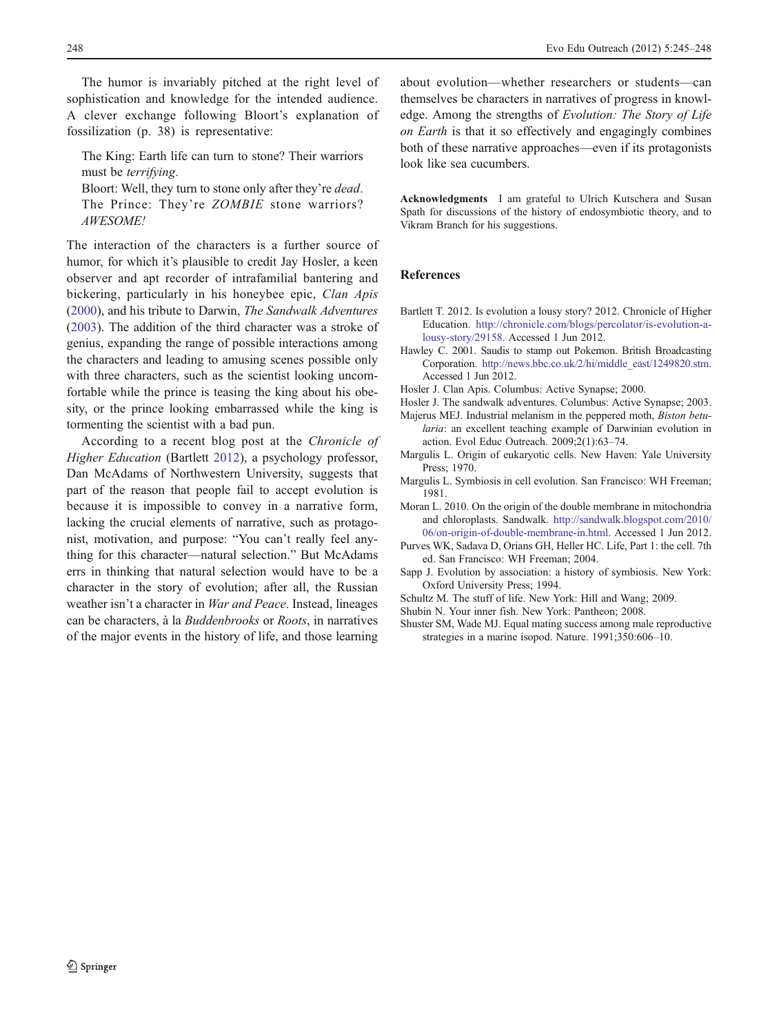The humor is invariably pitched at the right level of sophistication and knowledge for the intended audience. A clever exchange following Bloort's explanation of fossilization (p. 38) is representative:

> The King: Earth life can turn to stone? Their warriors must be *terrifying*.
> Bloort: Well, they turn to stone only after they're *dead*.
> The Prince: They're *ZOMBIE* stone warriors? *AWESOME!*

The interaction of the characters is a further source of humor, for which it's plausible to credit Jay Hosler, a keen observer and apt recorder of intrafamilial bantering and bickering, particularly in his honeybee epic, *Clan Apis* (2000), and his tribute to Darwin, *The Sandwalk Adventures* (2003). The addition of the third character was a stroke of genius, expanding the range of possible interactions among the characters and leading to amusing scenes possible only with three characters, such as the scientist looking uncomfortable while the prince is teasing the king about his obesity, or the prince looking embarrassed while the king is tormenting the scientist with a bad pun.

According to a recent blog post at the *Chronicle of Higher Education* (Bartlett 2012), a psychology professor, Dan McAdams of Northwestern University, suggests that part of the reason that people fail to accept evolution is because it is impossible to convey in a narrative form, lacking the crucial elements of narrative, such as protagonist, motivation, and purpose: "You can't really feel anything for this character—natural selection." But McAdams errs in thinking that natural selection would have to be a character in the story of evolution; after all, the Russian weather isn't a character in *War and Peace*. Instead, lineages can be characters, à la *Buddenbrooks* or *Roots*, in narratives of the major events in the history of life, and those learning about evolution—whether researchers or students—can themselves be characters in narratives of progress in knowledge. Among the strengths of *Evolution: The Story of Life on Earth* is that it so effectively and engagingly combines both of these narrative approaches—even if its protagonists look like sea cucumbers.

**Acknowledgments** I am grateful to Ulrich Kutschera and Susan Spath for discussions of the history of endosymbiotic theory, and to Vikram Branch for his suggestions.

## References

Bartlett T. 2012. Is evolution a lousy story? 2012. Chronicle of Higher Education. http://chronicle.com/blogs/percolator/is-evolution-a-lousy-story/29158. Accessed 1 Jun 2012.

Hawley C. 2001. Saudis to stamp out Pokemon. British Broadcasting Corporation. http://news.bbc.co.uk/2/hi/middle_east/1249820.stm. Accessed 1 Jun 2012.

Hosler J. Clan Apis. Columbus: Active Synapse; 2000.

Hosler J. The sandwalk adventures. Columbus: Active Synapse; 2003.

Majerus MEJ. Industrial melanism in the peppered moth, *Biston betularia*: an excellent teaching example of Darwinian evolution in action. Evol Educ Outreach. 2009;2(1):63–74.

Margulis L. Origin of eukaryotic cells. New Haven: Yale University Press; 1970.

Margulis L. Symbiosis in cell evolution. San Francisco: WH Freeman; 1981.

Moran L. 2010. On the origin of the double membrane in mitochondria and chloroplasts. Sandwalk. http://sandwalk.blogspot.com/2010/06/on-origin-of-double-membrane-in.html. Accessed 1 Jun 2012.

Purves WK, Sadava D, Orians GH, Heller HC. Life, Part 1: the cell. 7th ed. San Francisco: WH Freeman; 2004.

Sapp J. Evolution by association: a history of symbiosis. New York: Oxford University Press; 1994.

Schultz M. The stuff of life. New York: Hill and Wang; 2009.

Shubin N. Your inner fish. New York: Pantheon; 2008.

Shuster SM, Wade MJ. Equal mating success among male reproductive strategies in a marine isopod. Nature. 1991;350:606–10.